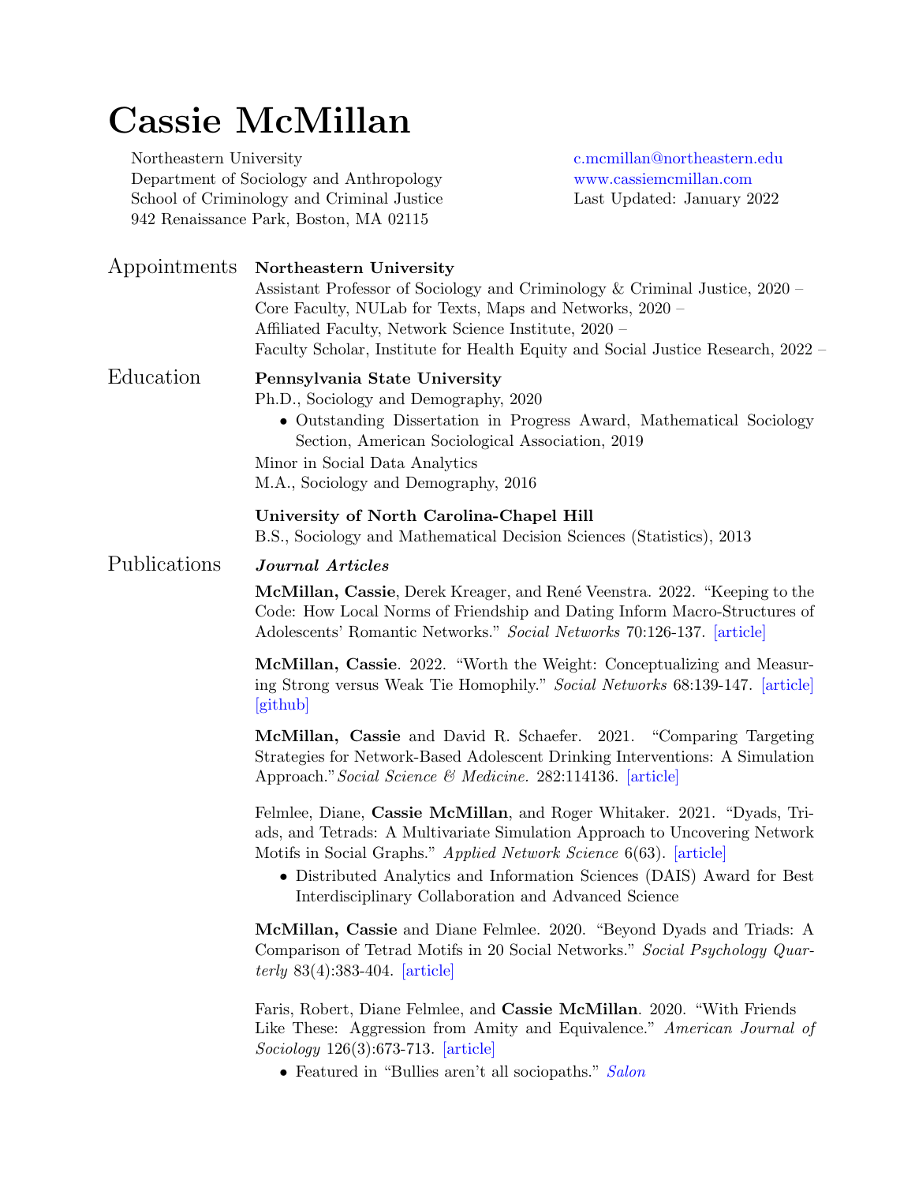# Cassie McMillan

Northeastern University
Department of Sociology and Anthropology
School of Criminology and Criminal Justice
942 Renaissance Park, Boston, MA 02115

c.mcmillan@northeastern.edu
www.cassiemcmillan.com
Last Updated: January 2022

## Appointments

**Northeastern University**
Assistant Professor of Sociology and Criminology & Criminal Justice, 2020 –
Core Faculty, NULab for Texts, Maps and Networks, 2020 –
Affiliated Faculty, Network Science Institute, 2020 –
Faculty Scholar, Institute for Health Equity and Social Justice Research, 2022 –

## Education

**Pennsylvania State University**
Ph.D., Sociology and Demography, 2020

- Outstanding Dissertation in Progress Award, Mathematical Sociology Section, American Sociological Association, 2019

Minor in Social Data Analytics
M.A., Sociology and Demography, 2016

**University of North Carolina-Chapel Hill**
B.S., Sociology and Mathematical Decision Sciences (Statistics), 2013

## Publications

### *Journal Articles*

**McMillan, Cassie**, Derek Kreager, and René Veenstra. 2022. "Keeping to the Code: How Local Norms of Friendship and Dating Inform Macro-Structures of Adolescents' Romantic Networks." *Social Networks* 70:126-137. [article]

**McMillan, Cassie**. 2022. "Worth the Weight: Conceptualizing and Measuring Strong versus Weak Tie Homophily." *Social Networks* 68:139-147. [article] [github]

**McMillan, Cassie** and David R. Schaefer. 2021. "Comparing Targeting Strategies for Network-Based Adolescent Drinking Interventions: A Simulation Approach." *Social Science & Medicine.* 282:114136. [article]

Felmlee, Diane, **Cassie McMillan**, and Roger Whitaker. 2021. "Dyads, Triads, and Tetrads: A Multivariate Simulation Approach to Uncovering Network Motifs in Social Graphs." *Applied Network Science* 6(63). [article]

- Distributed Analytics and Information Sciences (DAIS) Award for Best Interdisciplinary Collaboration and Advanced Science

**McMillan, Cassie** and Diane Felmlee. 2020. "Beyond Dyads and Triads: A Comparison of Tetrad Motifs in 20 Social Networks." *Social Psychology Quarterly* 83(4):383-404. [article]

Faris, Robert, Diane Felmlee, and **Cassie McMillan**. 2020. "With Friends Like These: Aggression from Amity and Equivalence." *American Journal of Sociology* 126(3):673-713. [article]

- Featured in "Bullies aren't all sociopaths." *Salon*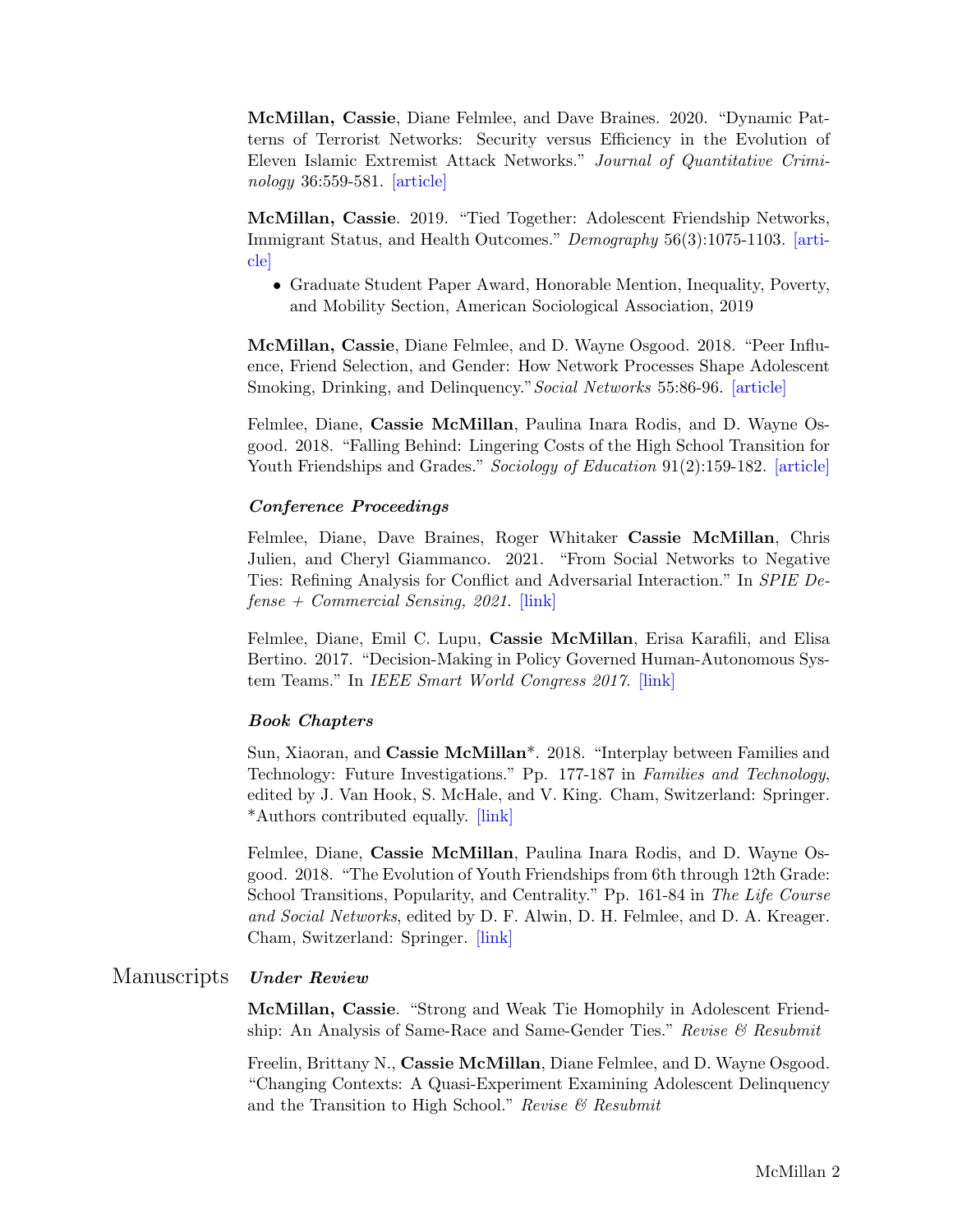**McMillan, Cassie**, Diane Felmlee, and Dave Braines. 2020. "Dynamic Patterns of Terrorist Networks: Security versus Efficiency in the Evolution of Eleven Islamic Extremist Attack Networks." *Journal of Quantitative Criminology* 36:559-581. [article]

**McMillan, Cassie**. 2019. "Tied Together: Adolescent Friendship Networks, Immigrant Status, and Health Outcomes." *Demography* 56(3):1075-1103. [article]

- Graduate Student Paper Award, Honorable Mention, Inequality, Poverty, and Mobility Section, American Sociological Association, 2019

**McMillan, Cassie**, Diane Felmlee, and D. Wayne Osgood. 2018. "Peer Influence, Friend Selection, and Gender: How Network Processes Shape Adolescent Smoking, Drinking, and Delinquency." *Social Networks* 55:86-96. [article]

Felmlee, Diane, **Cassie McMillan**, Paulina Inara Rodis, and D. Wayne Osgood. 2018. "Falling Behind: Lingering Costs of the High School Transition for Youth Friendships and Grades." *Sociology of Education* 91(2):159-182. [article]

### *Conference Proceedings*

Felmlee, Diane, Dave Braines, Roger Whitaker **Cassie McMillan**, Chris Julien, and Cheryl Giammanco. 2021. "From Social Networks to Negative Ties: Refining Analysis for Conflict and Adversarial Interaction." In *SPIE Defense + Commercial Sensing, 2021*. [link]

Felmlee, Diane, Emil C. Lupu, **Cassie McMillan**, Erisa Karafili, and Elisa Bertino. 2017. "Decision-Making in Policy Governed Human-Autonomous System Teams." In *IEEE Smart World Congress 2017*. [link]

### *Book Chapters*

Sun, Xiaoran, and **Cassie McMillan***. 2018. "Interplay between Families and Technology: Future Investigations." Pp. 177-187 in *Families and Technology*, edited by J. Van Hook, S. McHale, and V. King. Cham, Switzerland: Springer. *Authors contributed equally. [link]

Felmlee, Diane, **Cassie McMillan**, Paulina Inara Rodis, and D. Wayne Osgood. 2018. "The Evolution of Youth Friendships from 6th through 12th Grade: School Transitions, Popularity, and Centrality." Pp. 161-84 in *The Life Course and Social Networks*, edited by D. F. Alwin, D. H. Felmlee, and D. A. Kreager. Cham, Switzerland: Springer. [link]

## Manuscripts

### *Under Review*

**McMillan, Cassie**. "Strong and Weak Tie Homophily in Adolescent Friendship: An Analysis of Same-Race and Same-Gender Ties." *Revise & Resubmit*

Freelin, Brittany N., **Cassie McMillan**, Diane Felmlee, and D. Wayne Osgood. "Changing Contexts: A Quasi-Experiment Examining Adolescent Delinquency and the Transition to High School." *Revise & Resubmit*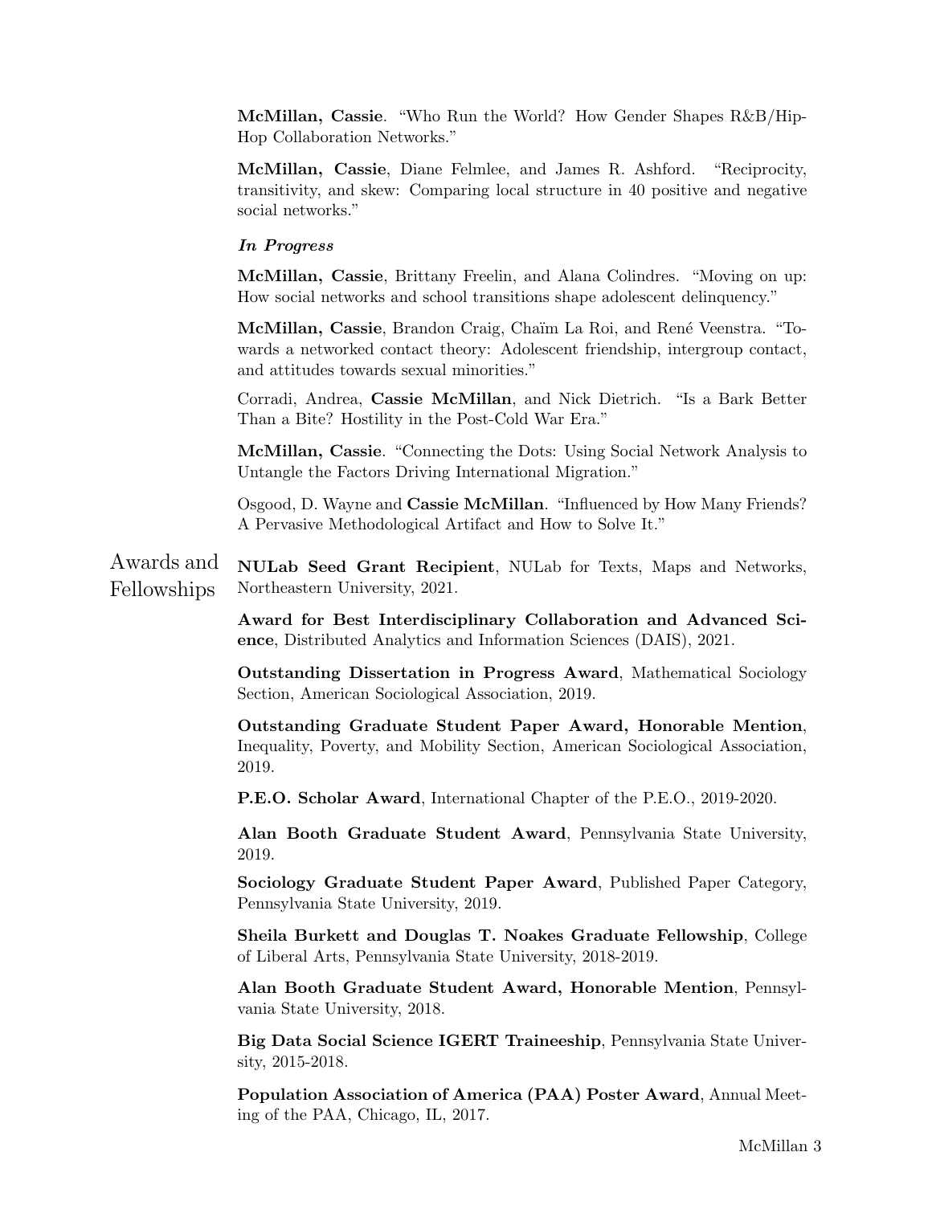**McMillan, Cassie**. "Who Run the World? How Gender Shapes R&B/Hip-Hop Collaboration Networks."

**McMillan, Cassie**, Diane Felmlee, and James R. Ashford. "Reciprocity, transitivity, and skew: Comparing local structure in 40 positive and negative social networks."

***In Progress***

**McMillan, Cassie**, Brittany Freelin, and Alana Colindres. "Moving on up: How social networks and school transitions shape adolescent delinquency."

**McMillan, Cassie**, Brandon Craig, Chaïm La Roi, and René Veenstra. "Towards a networked contact theory: Adolescent friendship, intergroup contact, and attitudes towards sexual minorities."

Corradi, Andrea, **Cassie McMillan**, and Nick Dietrich. "Is a Bark Better Than a Bite? Hostility in the Post-Cold War Era."

**McMillan, Cassie**. "Connecting the Dots: Using Social Network Analysis to Untangle the Factors Driving International Migration."

Osgood, D. Wayne and **Cassie McMillan**. "Influenced by How Many Friends? A Pervasive Methodological Artifact and How to Solve It."

## Awards and Fellowships

**NULab Seed Grant Recipient**, NULab for Texts, Maps and Networks, Northeastern University, 2021.

**Award for Best Interdisciplinary Collaboration and Advanced Science**, Distributed Analytics and Information Sciences (DAIS), 2021.

**Outstanding Dissertation in Progress Award**, Mathematical Sociology Section, American Sociological Association, 2019.

**Outstanding Graduate Student Paper Award, Honorable Mention**, Inequality, Poverty, and Mobility Section, American Sociological Association, 2019.

**P.E.O. Scholar Award**, International Chapter of the P.E.O., 2019-2020.

**Alan Booth Graduate Student Award**, Pennsylvania State University, 2019.

**Sociology Graduate Student Paper Award**, Published Paper Category, Pennsylvania State University, 2019.

**Sheila Burkett and Douglas T. Noakes Graduate Fellowship**, College of Liberal Arts, Pennsylvania State University, 2018-2019.

**Alan Booth Graduate Student Award, Honorable Mention**, Pennsylvania State University, 2018.

**Big Data Social Science IGERT Traineeship**, Pennsylvania State University, 2015-2018.

**Population Association of America (PAA) Poster Award**, Annual Meeting of the PAA, Chicago, IL, 2017.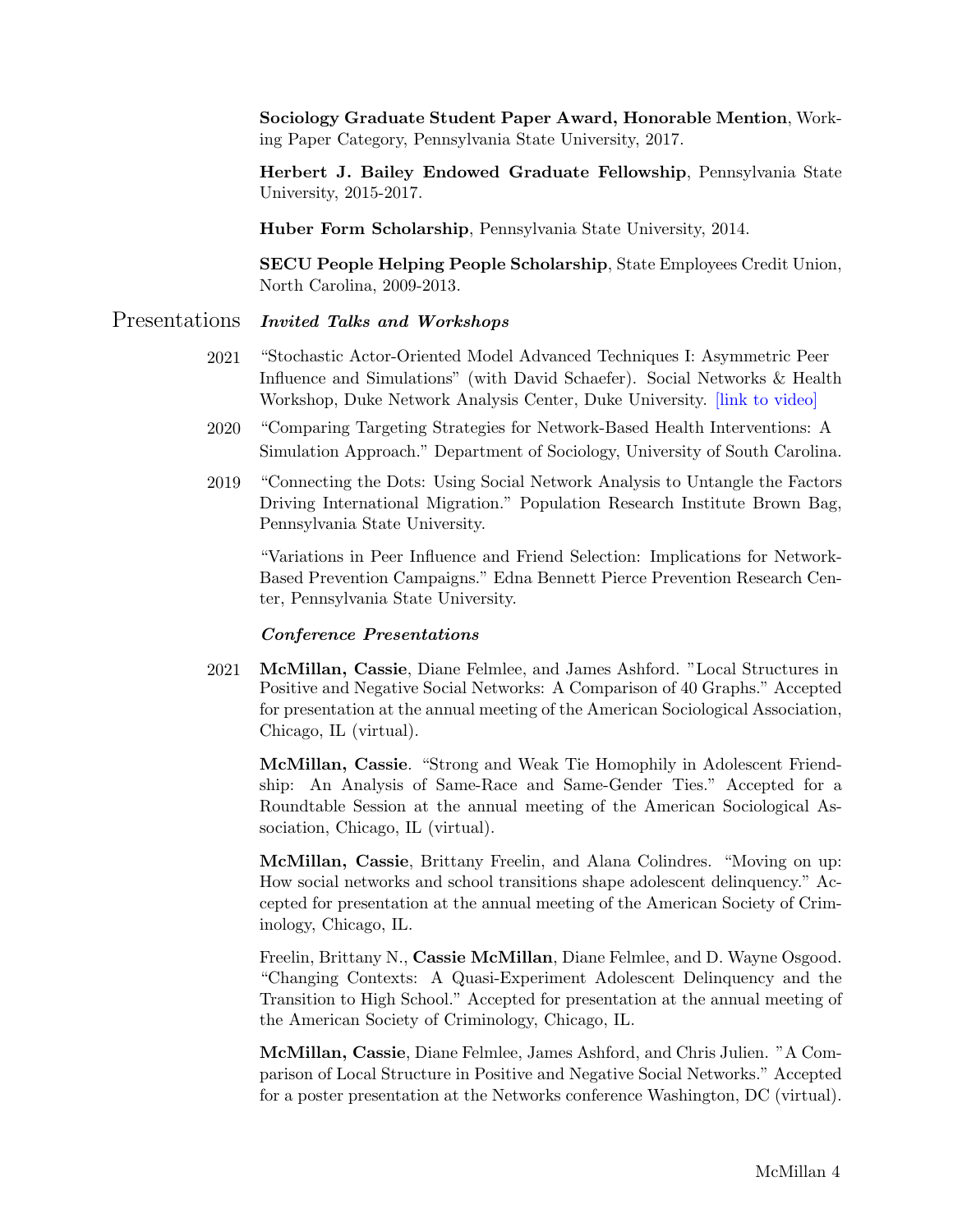**Sociology Graduate Student Paper Award, Honorable Mention**, Working Paper Category, Pennsylvania State University, 2017.

**Herbert J. Bailey Endowed Graduate Fellowship**, Pennsylvania State University, 2015-2017.

**Huber Form Scholarship**, Pennsylvania State University, 2014.

**SECU People Helping People Scholarship**, State Employees Credit Union, North Carolina, 2009-2013.

## Presentations

### *Invited Talks and Workshops*

2021 "Stochastic Actor-Oriented Model Advanced Techniques I: Asymmetric Peer Influence and Simulations" (with David Schaefer). Social Networks & Health Workshop, Duke Network Analysis Center, Duke University. [link to video]

2020 "Comparing Targeting Strategies for Network-Based Health Interventions: A Simulation Approach." Department of Sociology, University of South Carolina.

2019 "Connecting the Dots: Using Social Network Analysis to Untangle the Factors Driving International Migration." Population Research Institute Brown Bag, Pennsylvania State University.

"Variations in Peer Influence and Friend Selection: Implications for Network-Based Prevention Campaigns." Edna Bennett Pierce Prevention Research Center, Pennsylvania State University.

### *Conference Presentations*

2021 **McMillan, Cassie**, Diane Felmlee, and James Ashford. "Local Structures in Positive and Negative Social Networks: A Comparison of 40 Graphs." Accepted for presentation at the annual meeting of the American Sociological Association, Chicago, IL (virtual).

**McMillan, Cassie**. "Strong and Weak Tie Homophily in Adolescent Friendship: An Analysis of Same-Race and Same-Gender Ties." Accepted for a Roundtable Session at the annual meeting of the American Sociological Association, Chicago, IL (virtual).

**McMillan, Cassie**, Brittany Freelin, and Alana Colindres. "Moving on up: How social networks and school transitions shape adolescent delinquency." Accepted for presentation at the annual meeting of the American Society of Criminology, Chicago, IL.

Freelin, Brittany N., **Cassie McMillan**, Diane Felmlee, and D. Wayne Osgood. "Changing Contexts: A Quasi-Experiment Adolescent Delinquency and the Transition to High School." Accepted for presentation at the annual meeting of the American Society of Criminology, Chicago, IL.

**McMillan, Cassie**, Diane Felmlee, James Ashford, and Chris Julien. "A Comparison of Local Structure in Positive and Negative Social Networks." Accepted for a poster presentation at the Networks conference Washington, DC (virtual).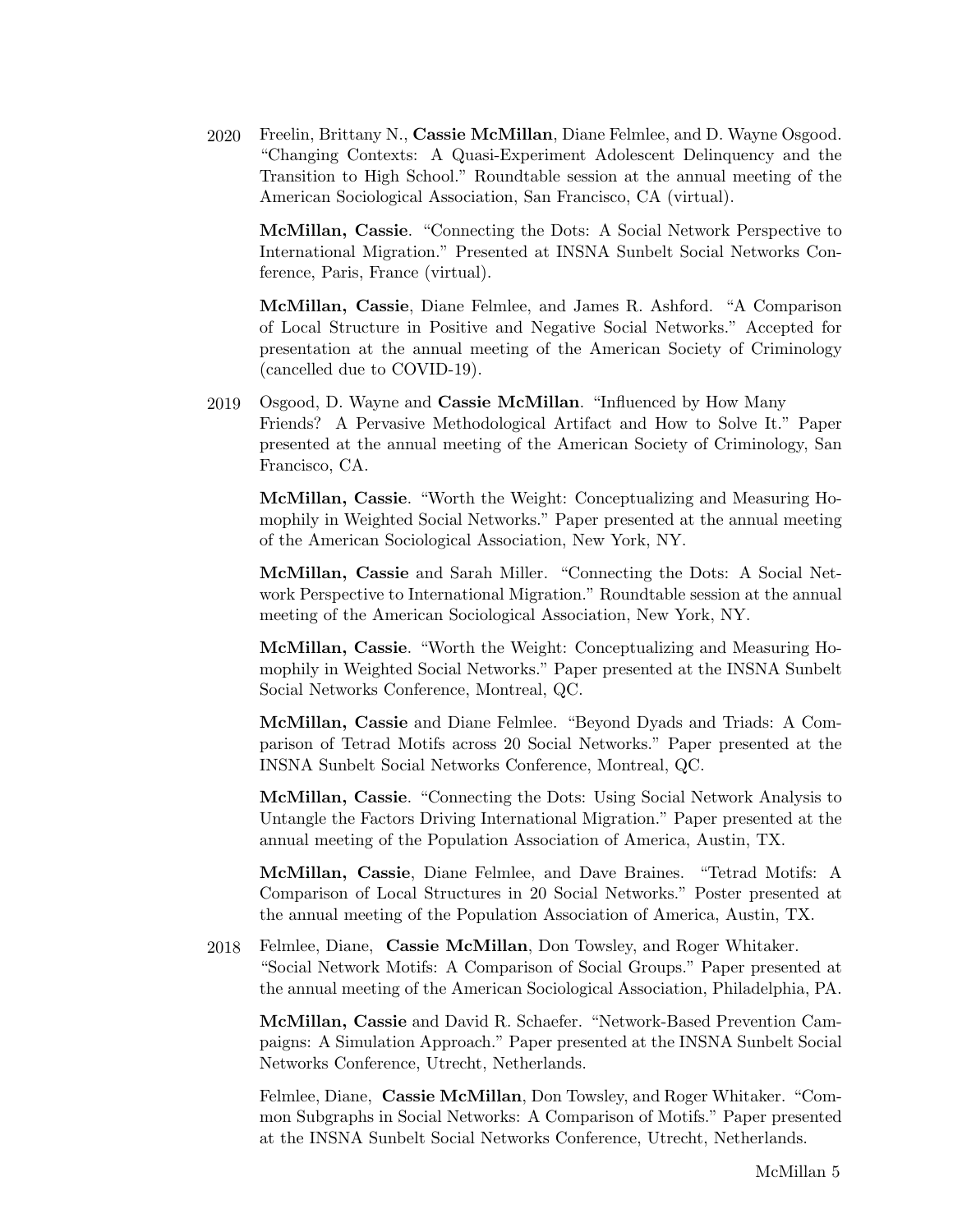2020 Freelin, Brittany N., **Cassie McMillan**, Diane Felmlee, and D. Wayne Osgood. "Changing Contexts: A Quasi-Experiment Adolescent Delinquency and the Transition to High School." Roundtable session at the annual meeting of the American Sociological Association, San Francisco, CA (virtual).

**McMillan, Cassie**. "Connecting the Dots: A Social Network Perspective to International Migration." Presented at INSNA Sunbelt Social Networks Conference, Paris, France (virtual).

**McMillan, Cassie**, Diane Felmlee, and James R. Ashford. "A Comparison of Local Structure in Positive and Negative Social Networks." Accepted for presentation at the annual meeting of the American Society of Criminology (cancelled due to COVID-19).

2019 Osgood, D. Wayne and **Cassie McMillan**. "Influenced by How Many Friends? A Pervasive Methodological Artifact and How to Solve It." Paper presented at the annual meeting of the American Society of Criminology, San Francisco, CA.

**McMillan, Cassie**. "Worth the Weight: Conceptualizing and Measuring Homophily in Weighted Social Networks." Paper presented at the annual meeting of the American Sociological Association, New York, NY.

**McMillan, Cassie** and Sarah Miller. "Connecting the Dots: A Social Network Perspective to International Migration." Roundtable session at the annual meeting of the American Sociological Association, New York, NY.

**McMillan, Cassie**. "Worth the Weight: Conceptualizing and Measuring Homophily in Weighted Social Networks." Paper presented at the INSNA Sunbelt Social Networks Conference, Montreal, QC.

**McMillan, Cassie** and Diane Felmlee. "Beyond Dyads and Triads: A Comparison of Tetrad Motifs across 20 Social Networks." Paper presented at the INSNA Sunbelt Social Networks Conference, Montreal, QC.

**McMillan, Cassie**. "Connecting the Dots: Using Social Network Analysis to Untangle the Factors Driving International Migration." Paper presented at the annual meeting of the Population Association of America, Austin, TX.

**McMillan, Cassie**, Diane Felmlee, and Dave Braines. "Tetrad Motifs: A Comparison of Local Structures in 20 Social Networks." Poster presented at the annual meeting of the Population Association of America, Austin, TX.

2018 Felmlee, Diane, **Cassie McMillan**, Don Towsley, and Roger Whitaker. "Social Network Motifs: A Comparison of Social Groups." Paper presented at the annual meeting of the American Sociological Association, Philadelphia, PA.

**McMillan, Cassie** and David R. Schaefer. "Network-Based Prevention Campaigns: A Simulation Approach." Paper presented at the INSNA Sunbelt Social Networks Conference, Utrecht, Netherlands.

Felmlee, Diane, **Cassie McMillan**, Don Towsley, and Roger Whitaker. "Common Subgraphs in Social Networks: A Comparison of Motifs." Paper presented at the INSNA Sunbelt Social Networks Conference, Utrecht, Netherlands.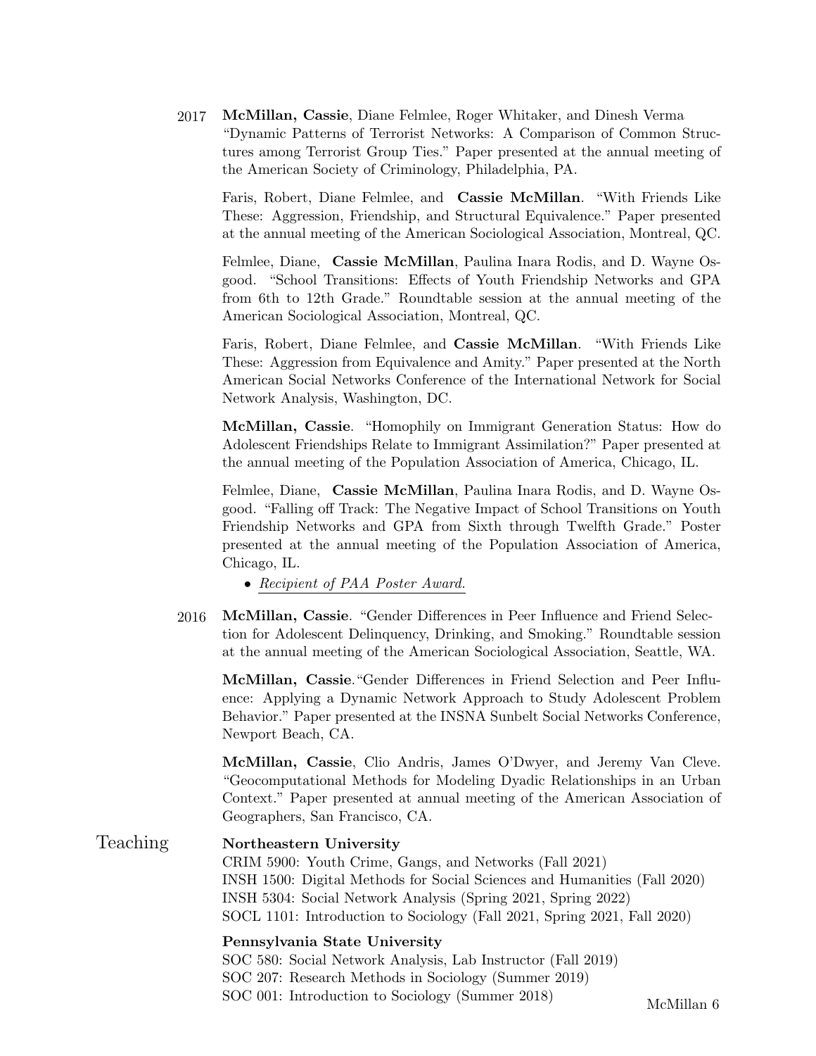2017 **McMillan, Cassie**, Diane Felmlee, Roger Whitaker, and Dinesh Verma "Dynamic Patterns of Terrorist Networks: A Comparison of Common Structures among Terrorist Group Ties." Paper presented at the annual meeting of the American Society of Criminology, Philadelphia, PA.

Faris, Robert, Diane Felmlee, and **Cassie McMillan**. "With Friends Like These: Aggression, Friendship, and Structural Equivalence." Paper presented at the annual meeting of the American Sociological Association, Montreal, QC.

Felmlee, Diane, **Cassie McMillan**, Paulina Inara Rodis, and D. Wayne Osgood. "School Transitions: Effects of Youth Friendship Networks and GPA from 6th to 12th Grade." Roundtable session at the annual meeting of the American Sociological Association, Montreal, QC.

Faris, Robert, Diane Felmlee, and **Cassie McMillan**. "With Friends Like These: Aggression from Equivalence and Amity." Paper presented at the North American Social Networks Conference of the International Network for Social Network Analysis, Washington, DC.

**McMillan, Cassie**. "Homophily on Immigrant Generation Status: How do Adolescent Friendships Relate to Immigrant Assimilation?" Paper presented at the annual meeting of the Population Association of America, Chicago, IL.

Felmlee, Diane, **Cassie McMillan**, Paulina Inara Rodis, and D. Wayne Osgood. "Falling off Track: The Negative Impact of School Transitions on Youth Friendship Networks and GPA from Sixth through Twelfth Grade." Poster presented at the annual meeting of the Population Association of America, Chicago, IL.

- *Recipient of PAA Poster Award.*

2016 **McMillan, Cassie**. "Gender Differences in Peer Influence and Friend Selection for Adolescent Delinquency, Drinking, and Smoking." Roundtable session at the annual meeting of the American Sociological Association, Seattle, WA.

**McMillan, Cassie**."Gender Differences in Friend Selection and Peer Influence: Applying a Dynamic Network Approach to Study Adolescent Problem Behavior." Paper presented at the INSNA Sunbelt Social Networks Conference, Newport Beach, CA.

**McMillan, Cassie**, Clio Andris, James O'Dwyer, and Jeremy Van Cleve. "Geocomputational Methods for Modeling Dyadic Relationships in an Urban Context." Paper presented at annual meeting of the American Association of Geographers, San Francisco, CA.

## Teaching

**Northeastern University**

CRIM 5900: Youth Crime, Gangs, and Networks (Fall 2021)
INSH 1500: Digital Methods for Social Sciences and Humanities (Fall 2020)
INSH 5304: Social Network Analysis (Spring 2021, Spring 2022)
SOCL 1101: Introduction to Sociology (Fall 2021, Spring 2021, Fall 2020)

**Pennsylvania State University**

SOC 580: Social Network Analysis, Lab Instructor (Fall 2019)
SOC 207: Research Methods in Sociology (Summer 2019)
SOC 001: Introduction to Sociology (Summer 2018)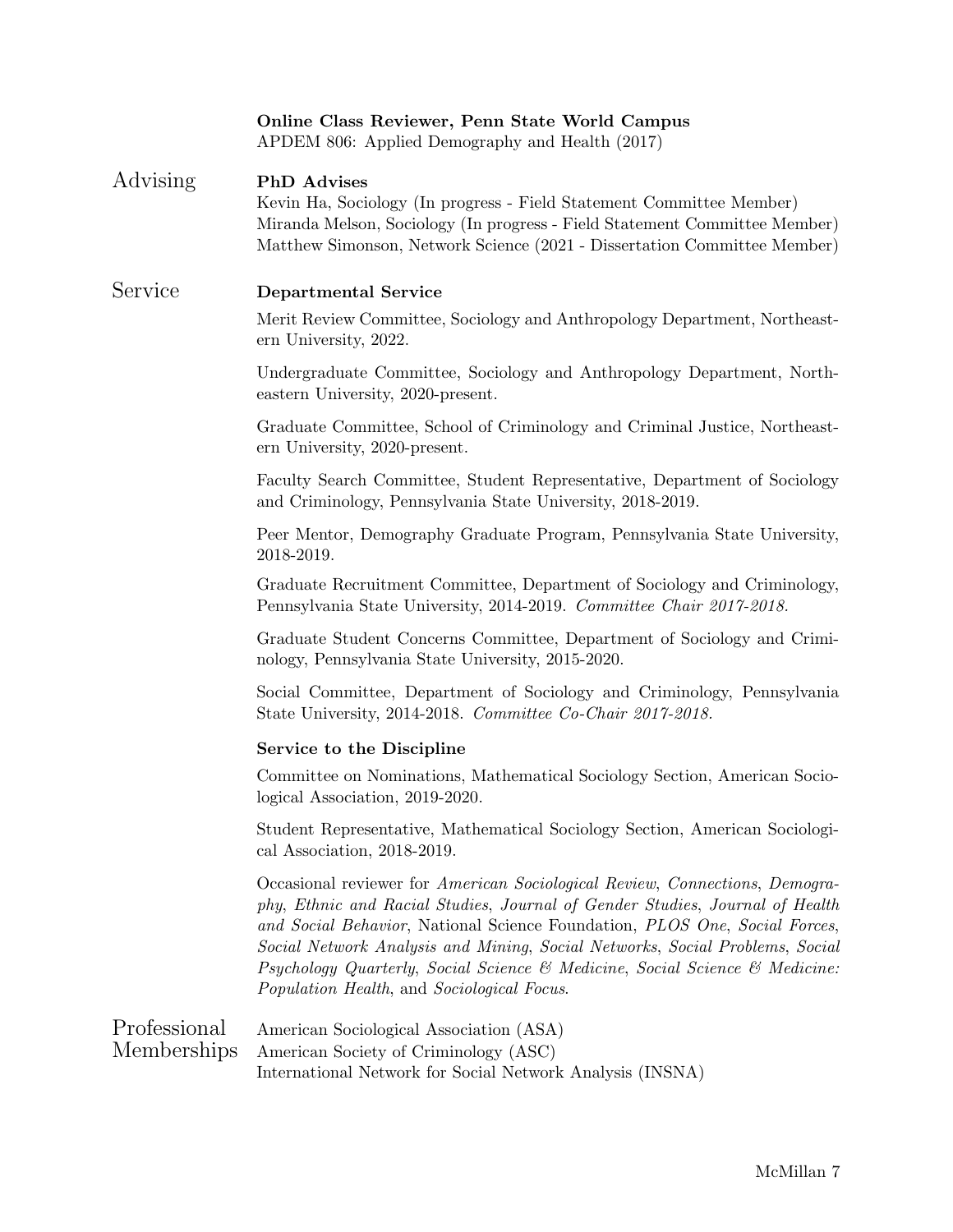**Online Class Reviewer, Penn State World Campus**
APDEM 806: Applied Demography and Health (2017)

## Advising

**PhD Advises**
Kevin Ha, Sociology (In progress - Field Statement Committee Member)
Miranda Melson, Sociology (In progress - Field Statement Committee Member)
Matthew Simonson, Network Science (2021 - Dissertation Committee Member)

## Service

**Departmental Service**

Merit Review Committee, Sociology and Anthropology Department, Northeastern University, 2022.

Undergraduate Committee, Sociology and Anthropology Department, Northeastern University, 2020-present.

Graduate Committee, School of Criminology and Criminal Justice, Northeastern University, 2020-present.

Faculty Search Committee, Student Representative, Department of Sociology and Criminology, Pennsylvania State University, 2018-2019.

Peer Mentor, Demography Graduate Program, Pennsylvania State University, 2018-2019.

Graduate Recruitment Committee, Department of Sociology and Criminology, Pennsylvania State University, 2014-2019. *Committee Chair 2017-2018.*

Graduate Student Concerns Committee, Department of Sociology and Criminology, Pennsylvania State University, 2015-2020.

Social Committee, Department of Sociology and Criminology, Pennsylvania State University, 2014-2018. *Committee Co-Chair 2017-2018.*

**Service to the Discipline**

Committee on Nominations, Mathematical Sociology Section, American Sociological Association, 2019-2020.

Student Representative, Mathematical Sociology Section, American Sociological Association, 2018-2019.

Occasional reviewer for *American Sociological Review*, *Connections*, *Demography*, *Ethnic and Racial Studies*, *Journal of Gender Studies*, *Journal of Health and Social Behavior*, National Science Foundation, *PLOS One*, *Social Forces*, *Social Network Analysis and Mining*, *Social Networks*, *Social Problems*, *Social Psychology Quarterly*, *Social Science & Medicine*, *Social Science & Medicine: Population Health*, and *Sociological Focus*.

## Professional Memberships

American Sociological Association (ASA)
American Society of Criminology (ASC)
International Network for Social Network Analysis (INSNA)